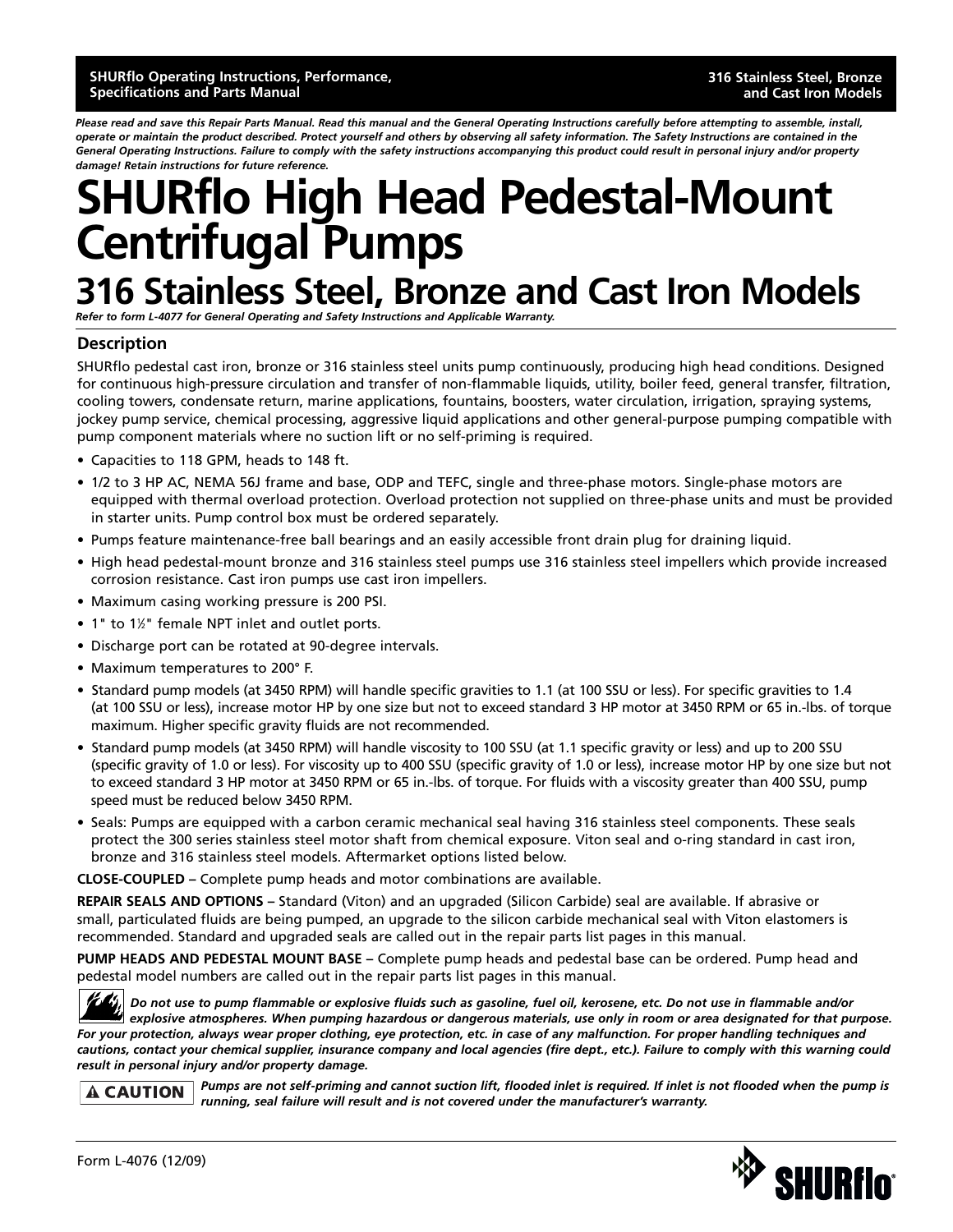SHURflo Operating Instructions, Performance, Specifications and Parts Manual

316 Stainless Steel, Bronze and Cast Iron Models

*Please read and save this Repair Parts Manual. Read this manual and the General Operating Instructions carefully before attempting to assemble, install, operate or maintain the product described. Protect yourself and others by observing all safety information. The Safety Instructions are contained in the General Operating Instructions. Failure to comply with the safety instructions accompanying this product could result in personal injury and/or property damage! Retain instructions for future reference.*

# SHURflo High Head Pedestal-Mount Centrifugal Pumps

## 316 Stainless Steel, Bronze and Cast Iron Models

*Refer to form L-4077 for General Operating and Safety Instructions and Applicable Warranty.*

### Description

SHURflo pedestal cast iron, bronze or 316 stainless steel units pump continuously, producing high head conditions. Designed for continuous high-pressure circulation and transfer of non-flammable liquids, utility, boiler feed, general transfer, filtration, cooling towers, condensate return, marine applications, fountains, boosters, water circulation, irrigation, spraying systems, jockey pump service, chemical processing, aggressive liquid applications and other general-purpose pumping compatible with pump component materials where no suction lift or no self-priming is required.

- Capacities to 118 GPM, heads to 148 ft.
- 1/2 to 3 HP AC, NEMA 56J frame and base, ODP and TEFC, single and three-phase motors. Single-phase motors are equipped with thermal overload protection. Overload protection not supplied on three-phase units and must be provided in starter units. Pump control box must be ordered separately.
- Pumps feature maintenance-free ball bearings and an easily accessible front drain plug for draining liquid.
- High head pedestal-mount bronze and 316 stainless steel pumps use 316 stainless steel impellers which provide increased corrosion resistance. Cast iron pumps use cast iron impellers.
- Maximum casing working pressure is 200 PSI.
- 1" to 1½" female NPT inlet and outlet ports.
- Discharge port can be rotated at 90-degree intervals.
- Maximum temperatures to 200° F.
- Standard pump models (at 3450 RPM) will handle specific gravities to 1.1 (at 100 SSU or less). For specific gravities to 1.4 (at 100 SSU or less), increase motor HP by one size but not to exceed standard 3 HP motor at 3450 RPM or 65 in.-lbs. of torque maximum. Higher specific gravity fluids are not recommended.
- Standard pump models (at 3450 RPM) will handle viscosity to 100 SSU (at 1.1 specific gravity or less) and up to 200 SSU (specific gravity of 1.0 or less). For viscosity up to 400 SSU (specific gravity of 1.0 or less), increase motor HP by one size but not to exceed standard 3 HP motor at 3450 RPM or 65 in.-lbs. of torque. For fluids with a viscosity greater than 400 SSU, pump speed must be reduced below 3450 RPM.
- Seals: Pumps are equipped with a carbon ceramic mechanical seal having 316 stainless steel components. These seals protect the 300 series stainless steel motor shaft from chemical exposure. Viton seal and o-ring standard in cast iron, bronze and 316 stainless steel models. Aftermarket options listed below.

**CLOSE-COUPLED –** Complete pump heads and motor combinations are available.

**REPAIR SEALS AND OPTIONS –** Standard (Viton) and an upgraded (Silicon Carbide) seal are available. If abrasive or small, particulated fluids are being pumped, an upgrade to the silicon carbide mechanical seal with Viton elastomers is recommended. Standard and upgraded seals are called out in the repair parts list pages in this manual.

**PUMP HEADS AND PEDESTAL MOUNT BASE –** Complete pump heads and pedestal base can be ordered. Pump head and pedestal model numbers are called out in the repair parts list pages in this manual.

***Do not use to pump flammable or explosive fluids such as gasoline, fuel oil, kerosene, etc. Do not use in flammable and/or explosive atmospheres. When pumping hazardous or dangerous materials, use only in room or area designated for that purpose. For your protection, always wear proper clothing, eye protection, etc. in case of any malfunction. For proper handling techniques and cautions, contact your chemical supplier, insurance company and local agencies (fire dept., etc.). Failure to comply with this warning could result in personal injury and/or property damage.***

**⚠ CAUTION** ***Pumps are not self-priming and cannot suction lift, flooded inlet is required. If inlet is not flooded when the pump is running, seal failure will result and is not covered under the manufacturer's warranty.***

Form L-4076 (12/09)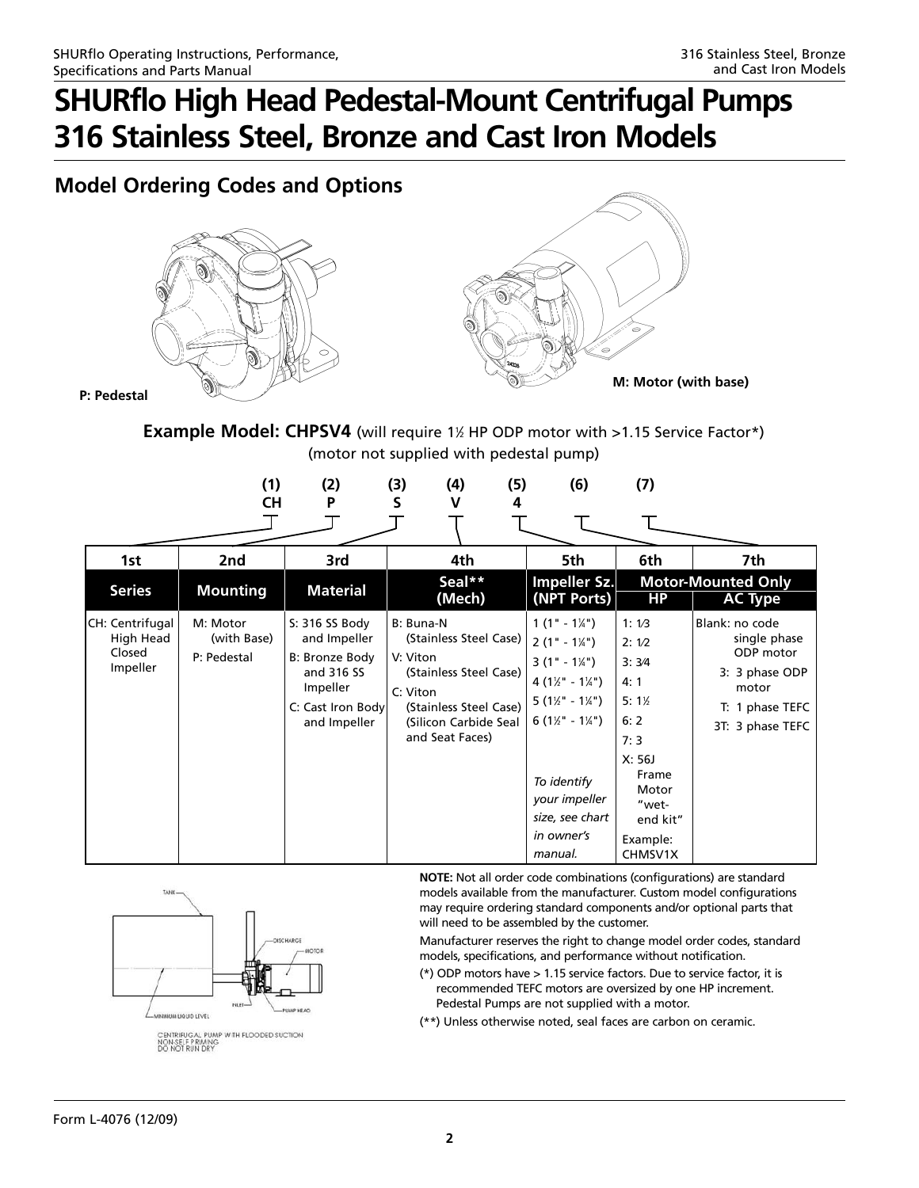# SHURflo High Head Pedestal-Mount Centrifugal Pumps 316 Stainless Steel, Bronze and Cast Iron Models

## Model Ordering Codes and Options

P: Pedestal

M: Motor (with base)

**Example Model: CHPSV4** (will require 1½ HP ODP motor with >1.15 Service Factor*) (motor not supplied with pedestal pump)

| (1) | (2) | (3) | (4) | (5) | (6) | (7) |
|---|---|---|---|---|---|---|
| CH | P | S | V | 4 | | |

| 1st | 2nd | 3rd | 4th | 5th | 6th | 7th |
|---|---|---|---|---|---|---|
| **Series** | **Mounting** | **Material** | **Seal** (Mech)** | **Impeller Sz. (NPT Ports)** | **Motor-Mounted Only HP** | **Motor-Mounted Only AC Type** |
| CH: Centrifugal High Head Closed Impeller | M: Motor (with Base)<br>P: Pedestal | S: 316 SS Body and Impeller<br>B: Bronze Body and 316 SS Impeller<br>C: Cast Iron Body and Impeller | B: Buna-N (Stainless Steel Case)<br>V: Viton (Stainless Steel Case)<br>C: Viton (Stainless Steel Case) (Silicon Carbide Seal and Seat Faces) | 1 (1" - 1¼")<br>2 (1" - 1¼")<br>3 (1" - 1¼")<br>4 (1½" - 1¼")<br>5 (1½" - 1¼")<br>6 (1½" - 1¼")<br>*To identify your impeller size, see chart in owner's manual.* | 1: 1⁄3<br>2: ½<br>3: ¾<br>4: 1<br>5: 1½<br>6: 2<br>7: 3<br>X: 56J Frame Motor "wet-end kit"<br>Example: CHMSV1X | Blank: no code single phase ODP motor<br>3: 3 phase ODP motor<br>T: 1 phase TEFC<br>3T: 3 phase TEFC |

TANK — DISCHARGE — MOTOR — INLET — PUMP HEAD — MINIMUM LIQUID LEVEL

CENTRIFUGAL PUMP WITH FLOODED SUCTION NON-SELF PRIMING DO NOT RUN DRY

**NOTE:** Not all order code combinations (configurations) are standard models available from the manufacturer. Custom model configurations may require ordering standard components and/or optional parts that will need to be assembled by the customer.

Manufacturer reserves the right to change model order codes, standard models, specifications, and performance without notification.

(*) ODP motors have > 1.15 service factors. Due to service factor, it is recommended TEFC motors are oversized by one HP increment. Pedestal Pumps are not supplied with a motor.

(**) Unless otherwise noted, seal faces are carbon on ceramic.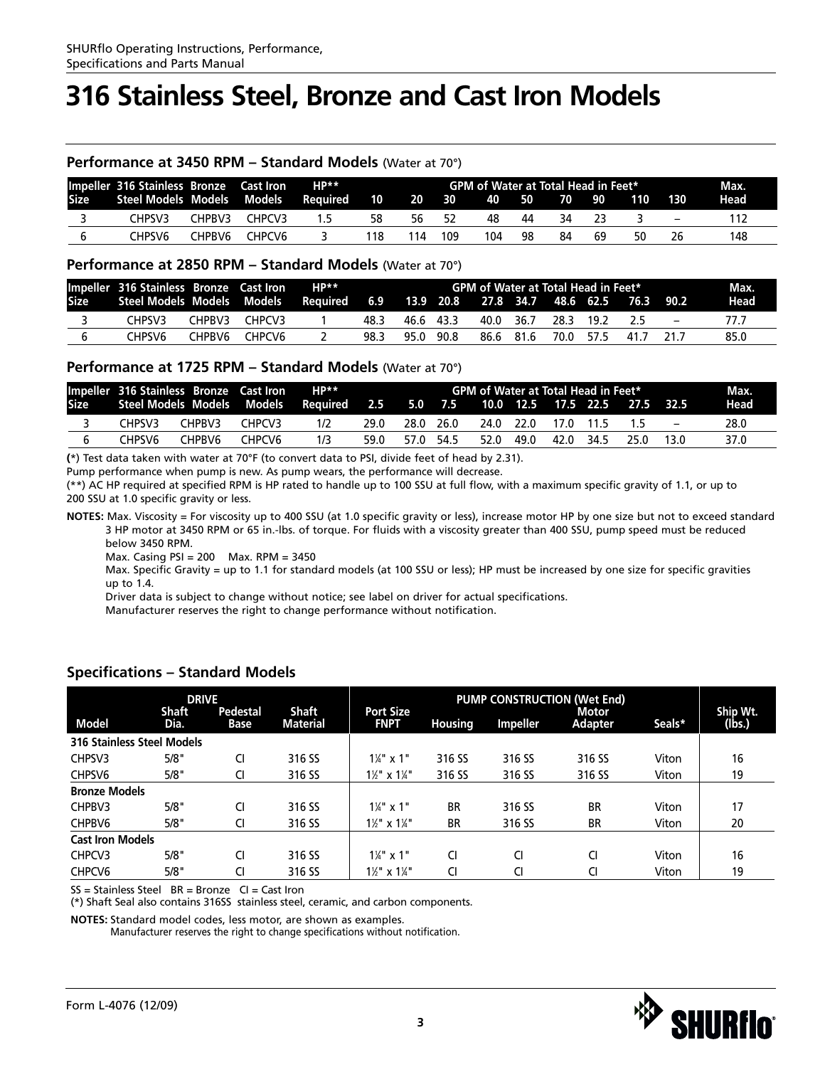# 316 Stainless Steel, Bronze and Cast Iron Models

## Performance at 3450 RPM – Standard Models (Water at 70°)

| Impeller Size | 316 Stainless Steel Models | Bronze Models | Cast Iron Models | HP** Required | GPM of Water at Total Head in Feet* | | | | | | | | | Max. Head |
|---|---|---|---|---|---|---|---|---|---|---|---|---|---|---|
| | | | | | 10 | 20 | 30 | 40 | 50 | 70 | 90 | 110 | 130 | |
| 3 | CHPSV3 | CHPBV3 | CHPCV3 | 1.5 | 58 | 56 | 52 | 48 | 44 | 34 | 23 | 3 | – | 112 |
| 6 | CHPSV6 | CHPBV6 | CHPCV6 | 3 | 118 | 114 | 109 | 104 | 98 | 84 | 69 | 50 | 26 | 148 |

## Performance at 2850 RPM – Standard Models (Water at 70°)

| Impeller Size | 316 Stainless Steel Models | Bronze Models | Cast Iron Models | HP** Required | GPM of Water at Total Head in Feet* | | | | | | | | | Max. Head |
|---|---|---|---|---|---|---|---|---|---|---|---|---|---|---|
| | | | | | 6.9 | 13.9 | 20.8 | 27.8 | 34.7 | 48.6 | 62.5 | 76.3 | 90.2 | |
| 3 | CHPSV3 | CHPBV3 | CHPCV3 | 1 | 48.3 | 46.6 | 43.3 | 40.0 | 36.7 | 28.3 | 19.2 | 2.5 | – | 77.7 |
| 6 | CHPSV6 | CHPBV6 | CHPCV6 | 2 | 98.3 | 95.0 | 90.8 | 86.6 | 81.6 | 70.0 | 57.5 | 41.7 | 21.7 | 85.0 |

## Performance at 1725 RPM – Standard Models (Water at 70°)

| Impeller Size | 316 Stainless Steel Models | Bronze Models | Cast Iron Models | HP** Required | GPM of Water at Total Head in Feet* | | | | | | | | | Max. Head |
|---|---|---|---|---|---|---|---|---|---|---|---|---|---|---|
| | | | | | 2.5 | 5.0 | 7.5 | 10.0 | 12.5 | 17.5 | 22.5 | 27.5 | 32.5 | |
| 3 | CHPSV3 | CHPBV3 | CHPCV3 | 1/2 | 29.0 | 28.0 | 26.0 | 24.0 | 22.0 | 17.0 | 11.5 | 1.5 | – | 28.0 |
| 6 | CHPSV6 | CHPBV6 | CHPCV6 | 1/3 | 59.0 | 57.0 | 54.5 | 52.0 | 49.0 | 42.0 | 34.5 | 25.0 | 13.0 | 37.0 |

(*) Test data taken with water at 70°F (to convert data to PSI, divide feet of head by 2.31).

Pump performance when pump is new. As pump wears, the performance will decrease.

(**) AC HP required at specified RPM is HP rated to handle up to 100 SSU at full flow, with a maximum specific gravity of 1.1, or up to 200 SSU at 1.0 specific gravity or less.

**NOTES:** Max. Viscosity = For viscosity up to 400 SSU (at 1.0 specific gravity or less), increase motor HP by one size but not to exceed standard 3 HP motor at 3450 RPM or 65 in.-lbs. of torque. For fluids with a viscosity greater than 400 SSU, pump speed must be reduced below 3450 RPM.

Max. Casing PSI = 200    Max. RPM = 3450

Max. Specific Gravity = up to 1.1 for standard models (at 100 SSU or less); HP must be increased by one size for specific gravities up to 1.4.

Driver data is subject to change without notice; see label on driver for actual specifications.

Manufacturer reserves the right to change performance without notification.

## Specifications – Standard Models

| Model | DRIVE | | | PUMP CONSTRUCTION (Wet End) | | | | | Ship Wt. (lbs.) |
|---|---|---|---|---|---|---|---|---|---|
| | Shaft Dia. | Pedestal Base | Shaft Material | Port Size FNPT | Housing | Impeller | Motor Adapter | Seals* | |
| **316 Stainless Steel Models** | | | | | | | | | |
| CHPSV3 | 5/8" | CI | 316 SS | 1¼" x 1" | 316 SS | 316 SS | 316 SS | Viton | 16 |
| CHPSV6 | 5/8" | CI | 316 SS | 1½" x 1¼" | 316 SS | 316 SS | 316 SS | Viton | 19 |
| **Bronze Models** | | | | | | | | | |
| CHPBV3 | 5/8" | CI | 316 SS | 1¼" x 1" | BR | 316 SS | BR | Viton | 17 |
| CHPBV6 | 5/8" | CI | 316 SS | 1½" x 1¼" | BR | 316 SS | BR | Viton | 20 |
| **Cast Iron Models** | | | | | | | | | |
| CHPCV3 | 5/8" | CI | 316 SS | 1¼" x 1" | CI | CI | CI | Viton | 16 |
| CHPCV6 | 5/8" | CI | 316 SS | 1½" x 1¼" | CI | CI | CI | Viton | 19 |

SS = Stainless Steel   BR = Bronze   CI = Cast Iron

(*) Shaft Seal also contains 316SS stainless steel, ceramic, and carbon components.

**NOTES:** Standard model codes, less motor, are shown as examples.

Manufacturer reserves the right to change specifications without notification.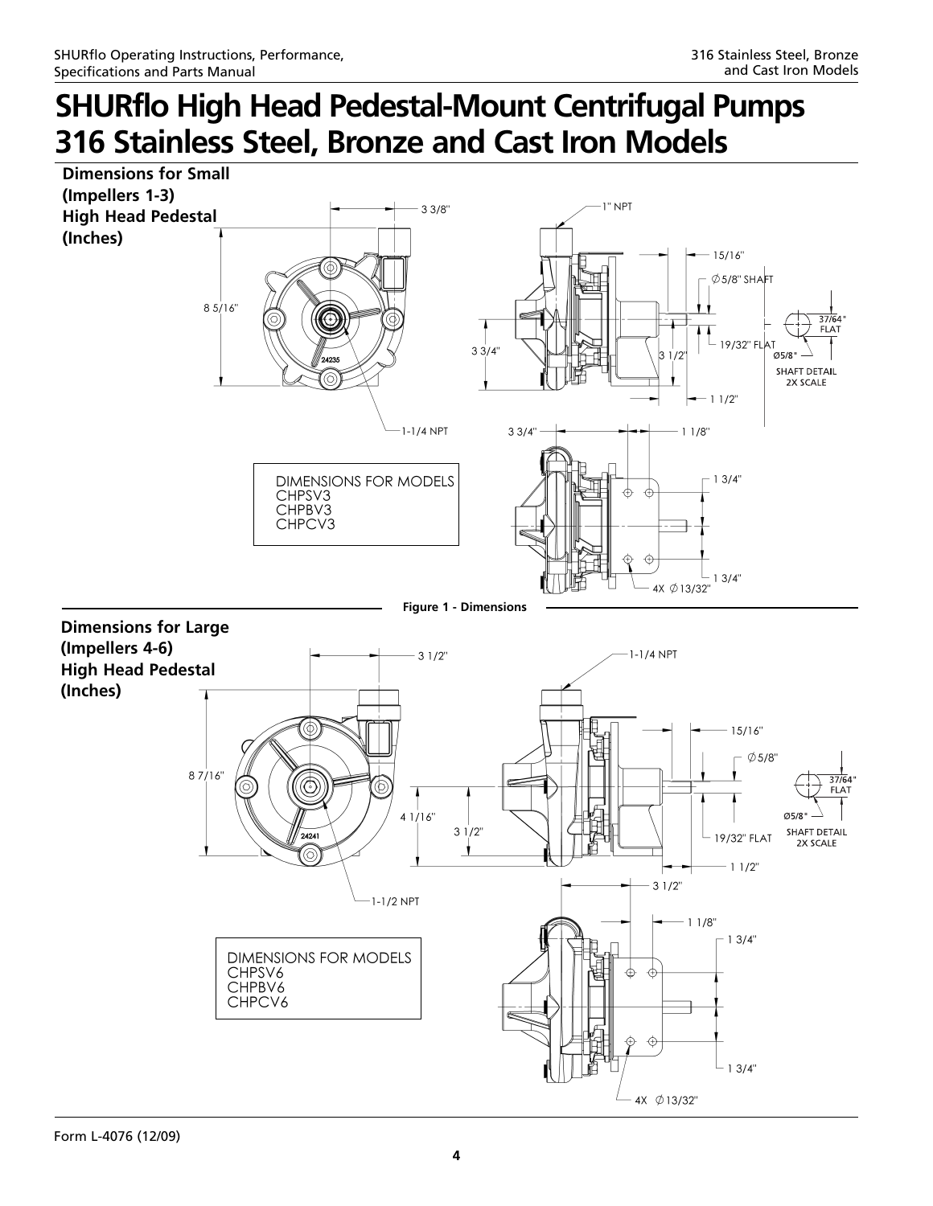# SHURflo High Head Pedestal-Mount Centrifugal Pumps 316 Stainless Steel, Bronze and Cast Iron Models

**Dimensions for Small (Impellers 1-3) High Head Pedestal (Inches)**

3 3/8"

1" NPT

8 5/16"

15/16"

∅ 5/8" SHAFT

37/64" FLAT

19/32" FLAT

Ø5/8"

SHAFT DETAIL 2X SCALE

3 3/4"

3 1/2"

1 1/2"

1-1/4 NPT

3 3/4"

1 1/8"

1 3/4"

1 3/4"

4X ∅ 13/32"

DIMENSIONS FOR MODELS
CHPSV3
CHPBV3
CHPCV3

Figure 1 - Dimensions

**Dimensions for Large (Impellers 4-6) High Head Pedestal (Inches)**

3 1/2"

1-1/4 NPT

15/16"

∅ 5/8"

8 7/16"

37/64" FLAT

Ø5/8"

SHAFT DETAIL 2X SCALE

4 1/16"

3 1/2"

19/32" FLAT

1 1/2"

3 1/2"

1-1/2 NPT

1 1/8"

1 3/4"

1 3/4"

4X ∅ 13/32"

DIMENSIONS FOR MODELS
CHPSV6
CHPBV6
CHPCV6

Form L-4076 (12/09)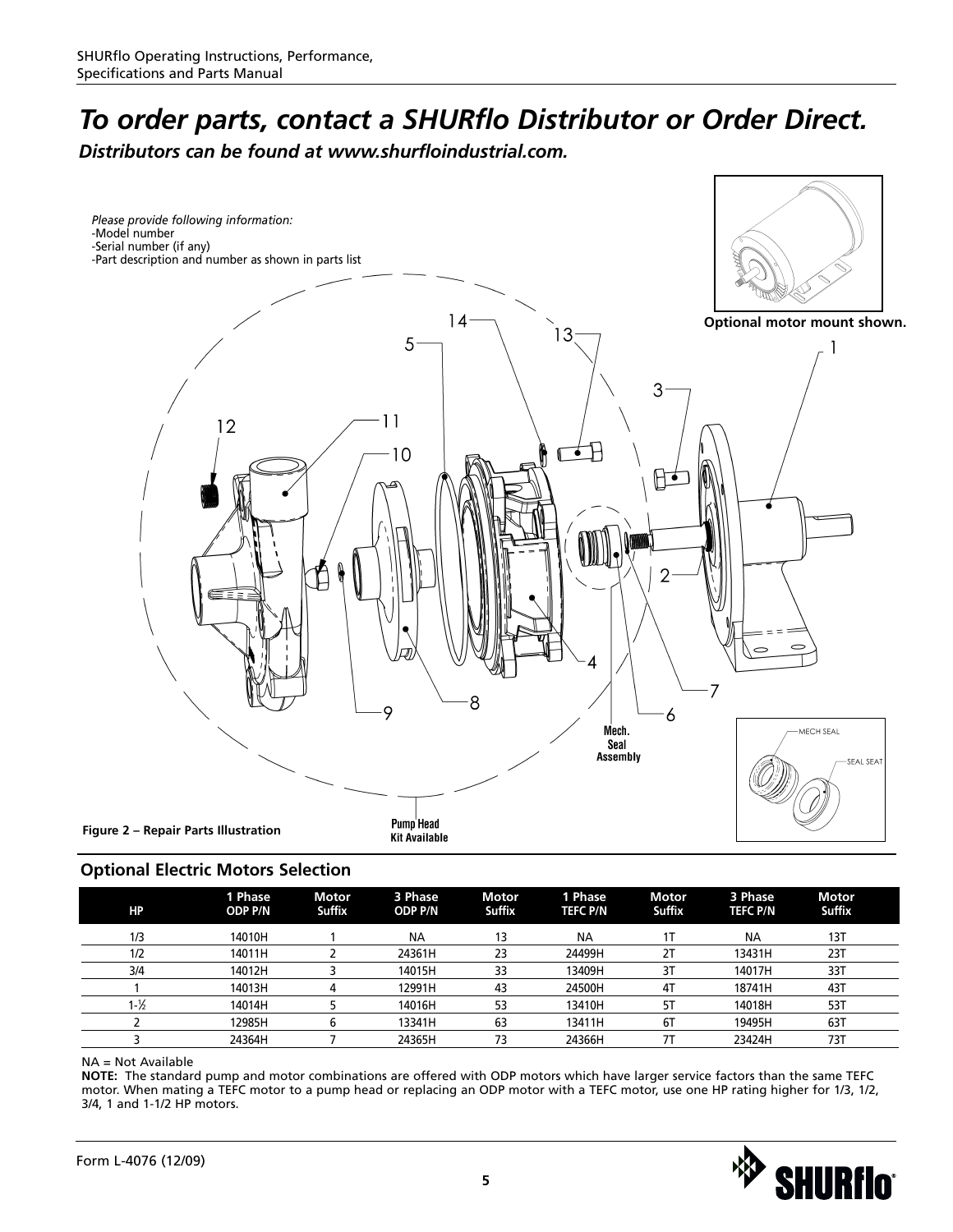# *To order parts, contact a SHURflo Distributor or Order Direct.*

***Distributors can be found at www.shurfloindustrial.com.***

*Please provide following information:*
- Model number
- Serial number (if any)
- Part description and number as shown in parts list

**Optional motor mount shown.**

**Figure 2 – Repair Parts Illustration**

## Optional Electric Motors Selection

| HP | 1 Phase ODP P/N | Motor Suffix | 3 Phase ODP P/N | Motor Suffix | 1 Phase TEFC P/N | Motor Suffix | 3 Phase TEFC P/N | Motor Suffix |
|---|---|---|---|---|---|---|---|---|
| 1/3 | 14010H | 1 | NA | 13 | NA | 1T | NA | 13T |
| 1/2 | 14011H | 2 | 24361H | 23 | 24499H | 2T | 13431H | 23T |
| 3/4 | 14012H | 3 | 14015H | 33 | 13409H | 3T | 14017H | 33T |
| 1 | 14013H | 4 | 12991H | 43 | 24500H | 4T | 18741H | 43T |
| 1-½ | 14014H | 5 | 14016H | 53 | 13410H | 5T | 14018H | 53T |
| 2 | 12985H | 6 | 13341H | 63 | 13411H | 6T | 19495H | 63T |
| 3 | 24364H | 7 | 24365H | 73 | 24366H | 7T | 23424H | 73T |

NA = Not Available

**NOTE:** The standard pump and motor combinations are offered with ODP motors which have larger service factors than the same TEFC motor. When mating a TEFC motor to a pump head or replacing an ODP motor with a TEFC motor, use one HP rating higher for 1/3, 1/2, 3/4, 1 and 1-1/2 HP motors.

Form L-4076 (12/09)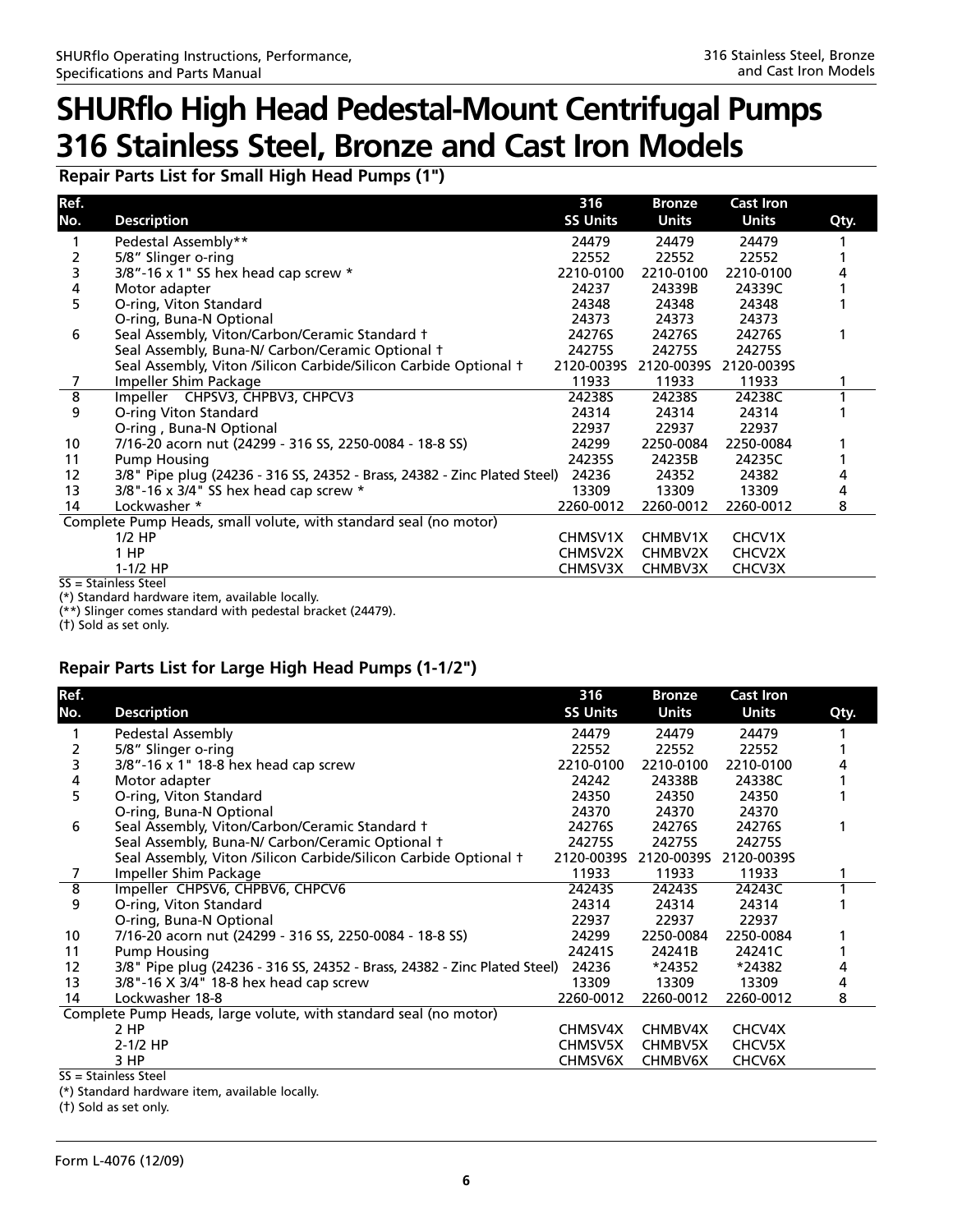# SHURflo High Head Pedestal-Mount Centrifugal Pumps 316 Stainless Steel, Bronze and Cast Iron Models

## Repair Parts List for Small High Head Pumps (1")

| Ref. No. | Description | 316 SS Units | Bronze Units | Cast Iron Units | Qty. |
|---|---|---|---|---|---|
| 1 | Pedestal Assembly** | 24479 | 24479 | 24479 | 1 |
| 2 | 5/8" Slinger o-ring | 22552 | 22552 | 22552 | 1 |
| 3 | 3/8"-16 x 1" SS hex head cap screw * | 2210-0100 | 2210-0100 | 2210-0100 | 4 |
| 4 | Motor adapter | 24237 | 24339B | 24339C | 1 |
| 5 | O-ring, Viton Standard | 24348 | 24348 | 24348 | 1 |
| | O-ring, Buna-N Optional | 24373 | 24373 | 24373 | |
| 6 | Seal Assembly, Viton/Carbon/Ceramic Standard † | 24276S | 24276S | 24276S | 1 |
| | Seal Assembly, Buna-N/ Carbon/Ceramic Optional † | 24275S | 24275S | 24275S | |
| | Seal Assembly, Viton /Silicon Carbide/Silicon Carbide Optional † | 2120-0039S | 2120-0039S | 2120-0039S | |
| 7 | Impeller Shim Package | 11933 | 11933 | 11933 | 1 |
| 8 | Impeller CHPSV3, CHPBV3, CHPCV3 | 24238S | 24238S | 24238C | 1 |
| 9 | O-ring Viton Standard | 24314 | 24314 | 24314 | 1 |
| | O-ring , Buna-N Optional | 22937 | 22937 | 22937 | |
| 10 | 7/16-20 acorn nut (24299 - 316 SS, 2250-0084 - 18-8 SS) | 24299 | 2250-0084 | 2250-0084 | 1 |
| 11 | Pump Housing | 24235S | 24235B | 24235C | 1 |
| 12 | 3/8" Pipe plug (24236 - 316 SS, 24352 - Brass, 24382 - Zinc Plated Steel) | 24236 | 24352 | 24382 | 4 |
| 13 | 3/8"-16 x 3/4" SS hex head cap screw * | 13309 | 13309 | 13309 | 4 |
| 14 | Lockwasher * | 2260-0012 | 2260-0012 | 2260-0012 | 8 |
| Complete Pump Heads, small volute, with standard seal (no motor) | | | | | |
| | 1/2 HP | CHMSV1X | CHMBV1X | CHCV1X | |
| | 1 HP | CHMSV2X | CHMBV2X | CHCV2X | |
| | 1-1/2 HP | CHMSV3X | CHMBV3X | CHCV3X | |

SS = Stainless Steel

(*) Standard hardware item, available locally.

(**) Slinger comes standard with pedestal bracket (24479).

(†) Sold as set only.

## Repair Parts List for Large High Head Pumps (1-1/2")

| Ref. No. | Description | 316 SS Units | Bronze Units | Cast Iron Units | Qty. |
|---|---|---|---|---|---|
| 1 | Pedestal Assembly | 24479 | 24479 | 24479 | 1 |
| 2 | 5/8" Slinger o-ring | 22552 | 22552 | 22552 | 1 |
| 3 | 3/8"-16 x 1" 18-8 hex head cap screw | 2210-0100 | 2210-0100 | 2210-0100 | 4 |
| 4 | Motor adapter | 24242 | 24338B | 24338C | 1 |
| 5 | O-ring, Viton Standard | 24350 | 24350 | 24350 | 1 |
| | O-ring, Buna-N Optional | 24370 | 24370 | 24370 | |
| 6 | Seal Assembly, Viton/Carbon/Ceramic Standard † | 24276S | 24276S | 24276S | 1 |
| | Seal Assembly, Buna-N/ Carbon/Ceramic Optional † | 24275S | 24275S | 24275S | |
| | Seal Assembly, Viton /Silicon Carbide/Silicon Carbide Optional † | 2120-0039S | 2120-0039S | 2120-0039S | |
| 7 | Impeller Shim Package | 11933 | 11933 | 11933 | 1 |
| 8 | Impeller CHPSV6, CHPBV6, CHPCV6 | 24243S | 24243S | 24243C | 1 |
| 9 | O-ring, Viton Standard | 24314 | 24314 | 24314 | 1 |
| | O-ring, Buna-N Optional | 22937 | 22937 | 22937 | |
| 10 | 7/16-20 acorn nut (24299 - 316 SS, 2250-0084 - 18-8 SS) | 24299 | 2250-0084 | 2250-0084 | 1 |
| 11 | Pump Housing | 24241S | 24241B | 24241C | 1 |
| 12 | 3/8" Pipe plug (24236 - 316 SS, 24352 - Brass, 24382 - Zinc Plated Steel) | 24236 | *24352 | *24382 | 4 |
| 13 | 3/8"-16 X 3/4" 18-8 hex head cap screw | 13309 | 13309 | 13309 | 4 |
| 14 | Lockwasher 18-8 | 2260-0012 | 2260-0012 | 2260-0012 | 8 |
| Complete Pump Heads, large volute, with standard seal (no motor) | | | | | |
| | 2 HP | CHMSV4X | CHMBV4X | CHCV4X | |
| | 2-1/2 HP | CHMSV5X | CHMBV5X | CHCV5X | |
| | 3 HP | CHMSV6X | CHMBV6X | CHCV6X | |

SS = Stainless Steel

(*) Standard hardware item, available locally.

(†) Sold as set only.

Form L-4076 (12/09)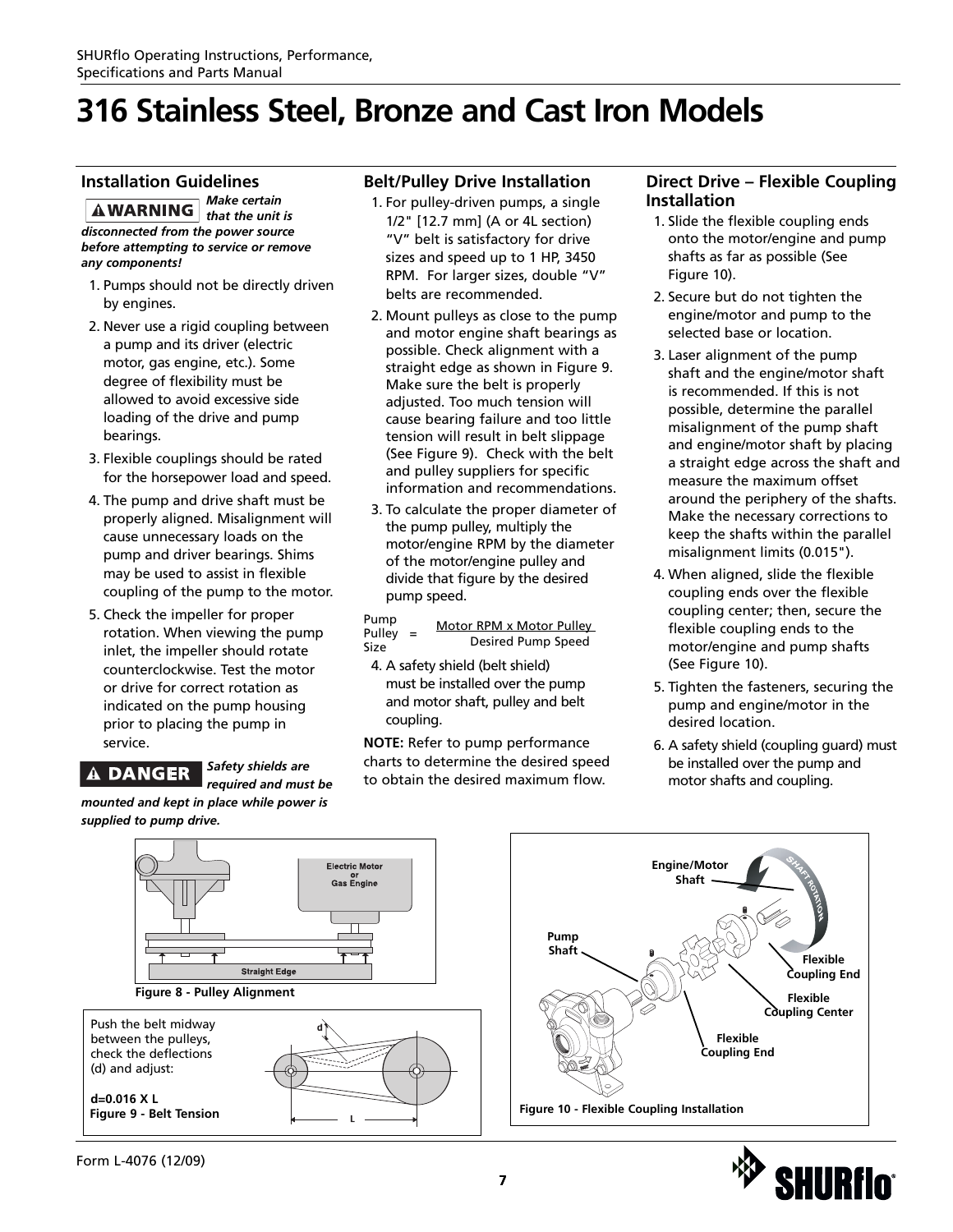# 316 Stainless Steel, Bronze and Cast Iron Models

## Installation Guidelines

**⚠WARNING** ***Make certain that the unit is disconnected from the power source before attempting to service or remove any components!***

1. Pumps should not be directly driven by engines.
2. Never use a rigid coupling between a pump and its driver (electric motor, gas engine, etc.). Some degree of flexibility must be allowed to avoid excessive side loading of the drive and pump bearings.
3. Flexible couplings should be rated for the horsepower load and speed.
4. The pump and drive shaft must be properly aligned. Misalignment will cause unnecessary loads on the pump and driver bearings. Shims may be used to assist in flexible coupling of the pump to the motor.
5. Check the impeller for proper rotation. When viewing the pump inlet, the impeller should rotate counterclockwise. Test the motor or drive for correct rotation as indicated on the pump housing prior to placing the pump in service.

**⚠DANGER** ***Safety shields are required and must be mounted and kept in place while power is supplied to pump drive.***

## Belt/Pulley Drive Installation

1. For pulley-driven pumps, a single 1/2" [12.7 mm] (A or 4L section) "V" belt is satisfactory for drive sizes and speed up to 1 HP, 3450 RPM. For larger sizes, double "V" belts are recommended.
2. Mount pulleys as close to the pump and motor engine shaft bearings as possible. Check alignment with a straight edge as shown in Figure 9. Make sure the belt is properly adjusted. Too much tension will cause bearing failure and too little tension will result in belt slippage (See Figure 9). Check with the belt and pulley suppliers for specific information and recommendations.
3. To calculate the proper diameter of the pump pulley, multiply the motor/engine RPM by the diameter of the motor/engine pulley and divide that figure by the desired pump speed.

$$\text{Pump Pulley Size} = \frac{\text{Motor RPM} \times \text{Motor Pulley}}{\text{Desired Pump Speed}}$$

4. A safety shield (belt shield) must be installed over the pump and motor shaft, pulley and belt coupling.

**NOTE:** Refer to pump performance charts to determine the desired speed to obtain the desired maximum flow.

## Direct Drive – Flexible Coupling Installation

1. Slide the flexible coupling ends onto the motor/engine and pump shafts as far as possible (See Figure 10).
2. Secure but do not tighten the engine/motor and pump to the selected base or location.
3. Laser alignment of the pump shaft and the engine/motor shaft is recommended. If this is not possible, determine the parallel misalignment of the pump shaft and engine/motor shaft by placing a straight edge across the shaft and measure the maximum offset around the periphery of the shafts. Make the necessary corrections to keep the shafts within the parallel misalignment limits (0.015").
4. When aligned, slide the flexible coupling ends over the flexible coupling center; then, secure the flexible coupling ends to the motor/engine and pump shafts (See Figure 10).
5. Tighten the fasteners, securing the pump and engine/motor in the desired location.
6. A safety shield (coupling guard) must be installed over the pump and motor shafts and coupling.

Electric Motor or Gas Engine

Straight Edge

**Figure 8 - Pulley Alignment**

Push the belt midway between the pulleys, check the deflections (d) and adjust:

**d=0.016 X L**

**Figure 9 - Belt Tension**

Engine/Motor Shaft

Shaft Rotation

Pump Shaft

Flexible Coupling End

Flexible Coupling Center

Flexible Coupling End

**Figure 10 - Flexible Coupling Installation**

Form L-4076 (12/09)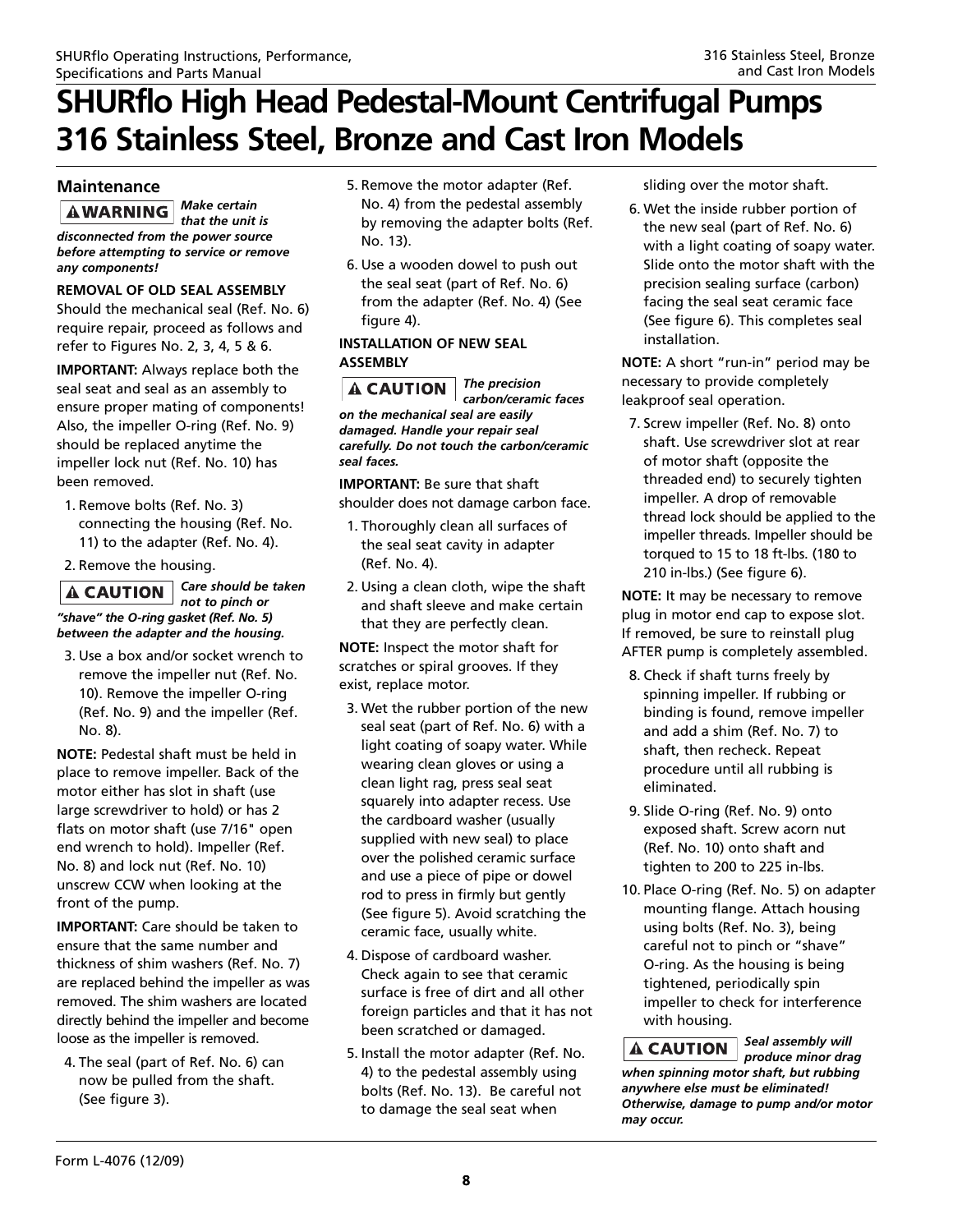# SHURflo High Head Pedestal-Mount Centrifugal Pumps 316 Stainless Steel, Bronze and Cast Iron Models

## Maintenance

**⚠WARNING** ***Make certain that the unit is disconnected from the power source before attempting to service or remove any components!***

**REMOVAL OF OLD SEAL ASSEMBLY**

Should the mechanical seal (Ref. No. 6) require repair, proceed as follows and refer to Figures No. 2, 3, 4, 5 & 6.

**IMPORTANT:** Always replace both the seal seat and seal as an assembly to ensure proper mating of components! Also, the impeller O-ring (Ref. No. 9) should be replaced anytime the impeller lock nut (Ref. No. 10) has been removed.

1. Remove bolts (Ref. No. 3) connecting the housing (Ref. No. 11) to the adapter (Ref. No. 4).
2. Remove the housing.

**⚠CAUTION** ***Care should be taken not to pinch or "shave" the O-ring gasket (Ref. No. 5) between the adapter and the housing.***

3. Use a box and/or socket wrench to remove the impeller nut (Ref. No. 10). Remove the impeller O-ring (Ref. No. 9) and the impeller (Ref. No. 8).

**NOTE:** Pedestal shaft must be held in place to remove impeller. Back of the motor either has slot in shaft (use large screwdriver to hold) or has 2 flats on motor shaft (use 7/16" open end wrench to hold). Impeller (Ref. No. 8) and lock nut (Ref. No. 10) unscrew CCW when looking at the front of the pump.

**IMPORTANT:** Care should be taken to ensure that the same number and thickness of shim washers (Ref. No. 7) are replaced behind the impeller as was removed. The shim washers are located directly behind the impeller and become loose as the impeller is removed.

4. The seal (part of Ref. No. 6) can now be pulled from the shaft. (See figure 3).
5. Remove the motor adapter (Ref. No. 4) from the pedestal assembly by removing the adapter bolts (Ref. No. 13).
6. Use a wooden dowel to push out the seal seat (part of Ref. No. 6) from the adapter (Ref. No. 4) (See figure 4).

**INSTALLATION OF NEW SEAL ASSEMBLY**

**⚠CAUTION** ***The precision carbon/ceramic faces on the mechanical seal are easily damaged. Handle your repair seal carefully. Do not touch the carbon/ceramic seal faces.***

**IMPORTANT:** Be sure that shaft shoulder does not damage carbon face.

1. Thoroughly clean all surfaces of the seal seat cavity in adapter (Ref. No. 4).
2. Using a clean cloth, wipe the shaft and shaft sleeve and make certain that they are perfectly clean.

**NOTE:** Inspect the motor shaft for scratches or spiral grooves. If they exist, replace motor.

3. Wet the rubber portion of the new seal seat (part of Ref. No. 6) with a light coating of soapy water. While wearing clean gloves or using a clean light rag, press seal seat squarely into adapter recess. Use the cardboard washer (usually supplied with new seal) to place over the polished ceramic surface and use a piece of pipe or dowel rod to press in firmly but gently (See figure 5). Avoid scratching the ceramic face, usually white.
4. Dispose of cardboard washer. Check again to see that ceramic surface is free of dirt and all other foreign particles and that it has not been scratched or damaged.
5. Install the motor adapter (Ref. No. 4) to the pedestal assembly using bolts (Ref. No. 13). Be careful not to damage the seal seat when sliding over the motor shaft.
6. Wet the inside rubber portion of the new seal (part of Ref. No. 6) with a light coating of soapy water. Slide onto the motor shaft with the precision sealing surface (carbon) facing the seal seat ceramic face (See figure 6). This completes seal installation.

**NOTE:** A short "run-in" period may be necessary to provide completely leakproof seal operation.

7. Screw impeller (Ref. No. 8) onto shaft. Use screwdriver slot at rear of motor shaft (opposite the threaded end) to securely tighten impeller. A drop of removable thread lock should be applied to the impeller threads. Impeller should be torqued to 15 to 18 ft-lbs. (180 to 210 in-lbs.) (See figure 6).

**NOTE:** It may be necessary to remove plug in motor end cap to expose slot. If removed, be sure to reinstall plug AFTER pump is completely assembled.

8. Check if shaft turns freely by spinning impeller. If rubbing or binding is found, remove impeller and add a shim (Ref. No. 7) to shaft, then recheck. Repeat procedure until all rubbing is eliminated.
9. Slide O-ring (Ref. No. 9) onto exposed shaft. Screw acorn nut (Ref. No. 10) onto shaft and tighten to 200 to 225 in-lbs.
10. Place O-ring (Ref. No. 5) on adapter mounting flange. Attach housing using bolts (Ref. No. 3), being careful not to pinch or "shave" O-ring. As the housing is being tightened, periodically spin impeller to check for interference with housing.

**⚠CAUTION** ***Seal assembly will produce minor drag when spinning motor shaft, but rubbing anywhere else must be eliminated! Otherwise, damage to pump and/or motor may occur.***

Form L-4076 (12/09)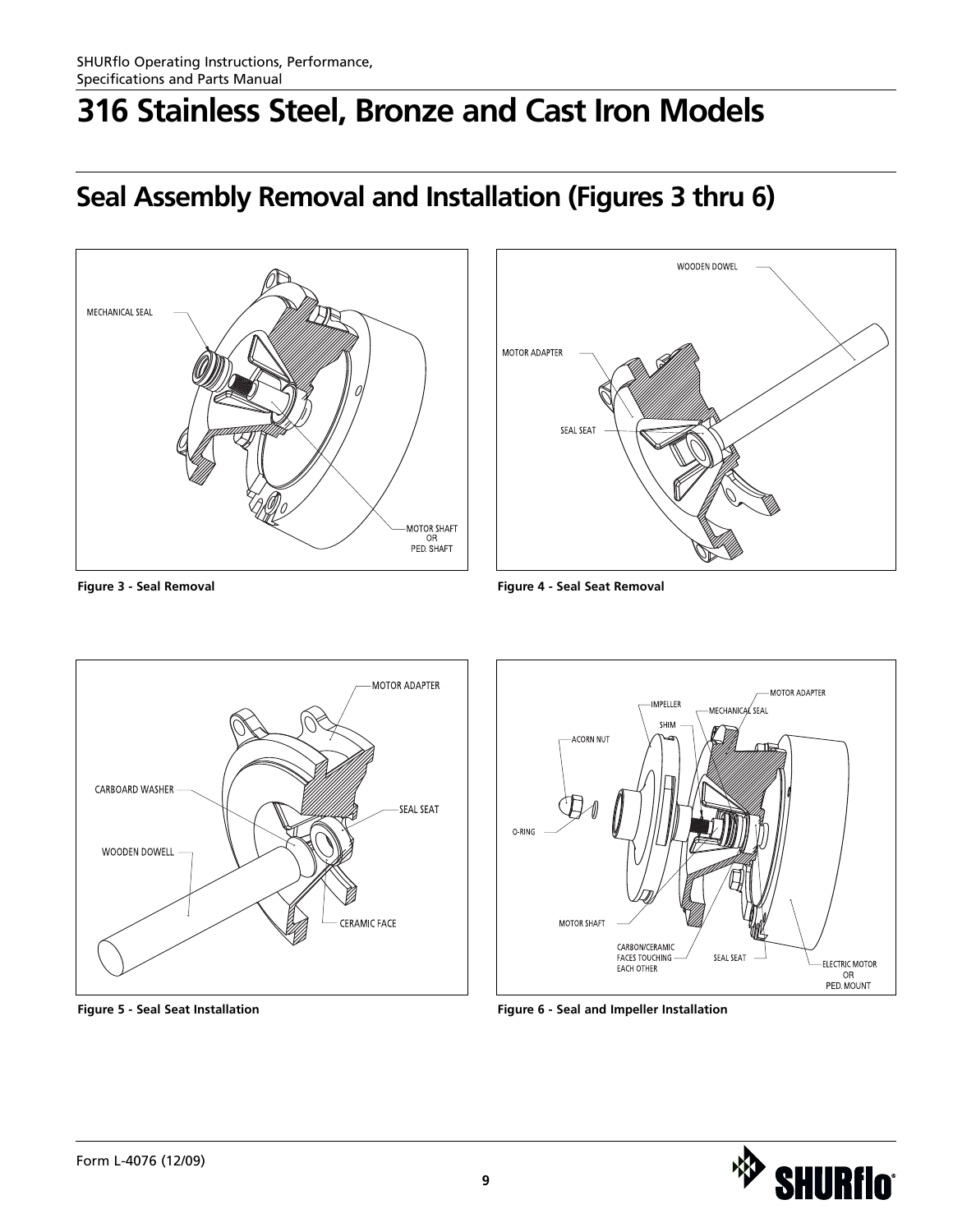# 316 Stainless Steel, Bronze and Cast Iron Models

## Seal Assembly Removal and Installation (Figures 3 thru 6)

**Figure 3 - Seal Removal**

**Figure 4 - Seal Seat Removal**

**Figure 5 - Seal Seat Installation**

**Figure 6 - Seal and Impeller Installation**

Form L-4076 (12/09)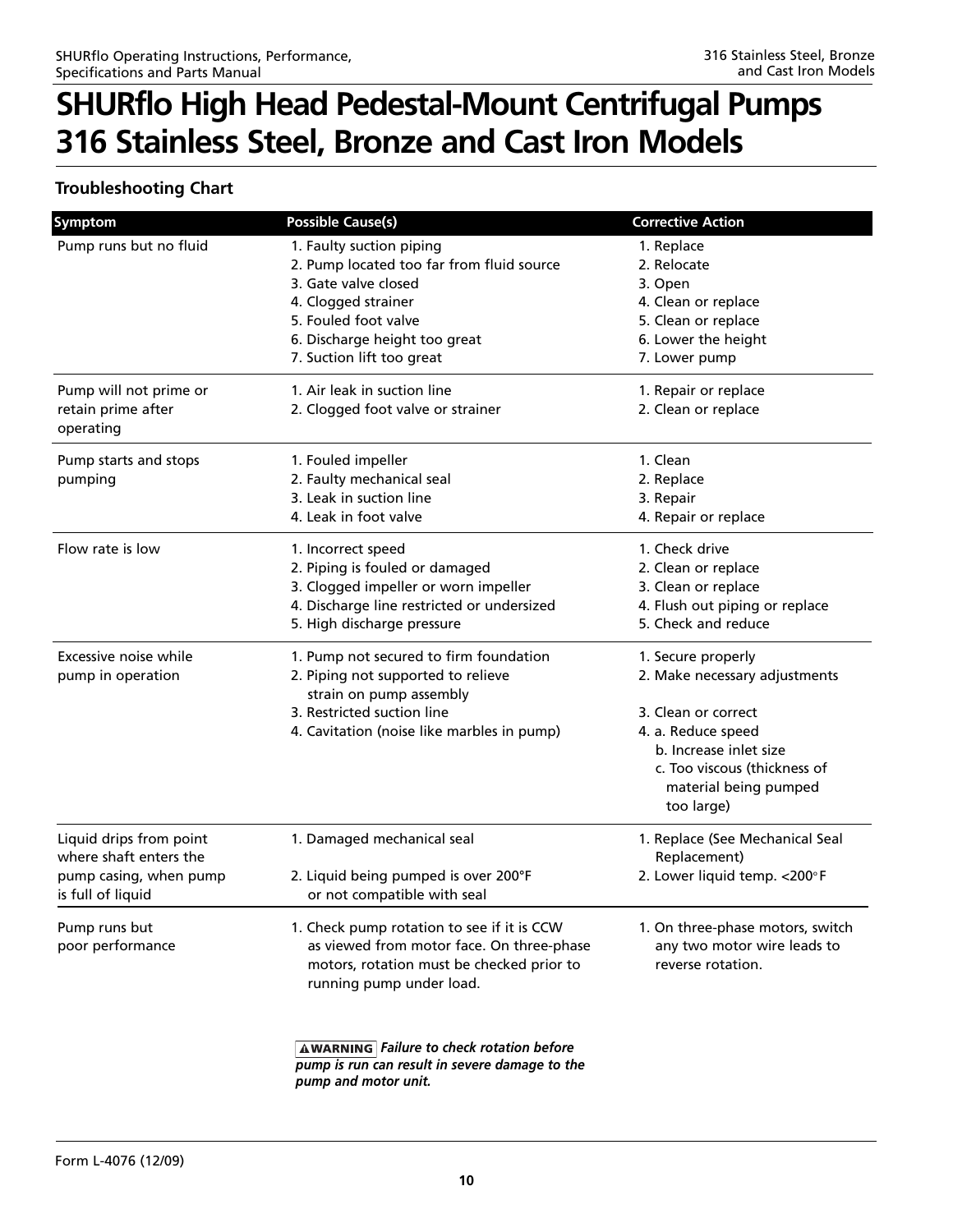# SHURflo High Head Pedestal-Mount Centrifugal Pumps 316 Stainless Steel, Bronze and Cast Iron Models

## Troubleshooting Chart

| Symptom | Possible Cause(s) | Corrective Action |
|---|---|---|
| Pump runs but no fluid | 1. Faulty suction piping<br>2. Pump located too far from fluid source<br>3. Gate valve closed<br>4. Clogged strainer<br>5. Fouled foot valve<br>6. Discharge height too great<br>7. Suction lift too great | 1. Replace<br>2. Relocate<br>3. Open<br>4. Clean or replace<br>5. Clean or replace<br>6. Lower the height<br>7. Lower pump |
| Pump will not prime or retain prime after operating | 1. Air leak in suction line<br>2. Clogged foot valve or strainer | 1. Repair or replace<br>2. Clean or replace |
| Pump starts and stops pumping | 1. Fouled impeller<br>2. Faulty mechanical seal<br>3. Leak in suction line<br>4. Leak in foot valve | 1. Clean<br>2. Replace<br>3. Repair<br>4. Repair or replace |
| Flow rate is low | 1. Incorrect speed<br>2. Piping is fouled or damaged<br>3. Clogged impeller or worn impeller<br>4. Discharge line restricted or undersized<br>5. High discharge pressure | 1. Check drive<br>2. Clean or replace<br>3. Clean or replace<br>4. Flush out piping or replace<br>5. Check and reduce |
| Excessive noise while pump in operation | 1. Pump not secured to firm foundation<br>2. Piping not supported to relieve strain on pump assembly<br>3. Restricted suction line<br>4. Cavitation (noise like marbles in pump) | 1. Secure properly<br>2. Make necessary adjustments<br>3. Clean or correct<br>4. a. Reduce speed<br>b. Increase inlet size<br>c. Too viscous (thickness of material being pumped too large) |
| Liquid drips from point where shaft enters the pump casing, when pump is full of liquid | 1. Damaged mechanical seal<br>2. Liquid being pumped is over 200°F or not compatible with seal | 1. Replace (See Mechanical Seal Replacement)<br>2. Lower liquid temp. <200°F |
| Pump runs but poor performance | 1. Check pump rotation to see if it is CCW as viewed from motor face. On three-phase motors, rotation must be checked prior to running pump under load.<br><br>**⚠WARNING** ***Failure to check rotation before pump is run can result in severe damage to the pump and motor unit.*** | 1. On three-phase motors, switch any two motor wire leads to reverse rotation. |

Form L-4076 (12/09)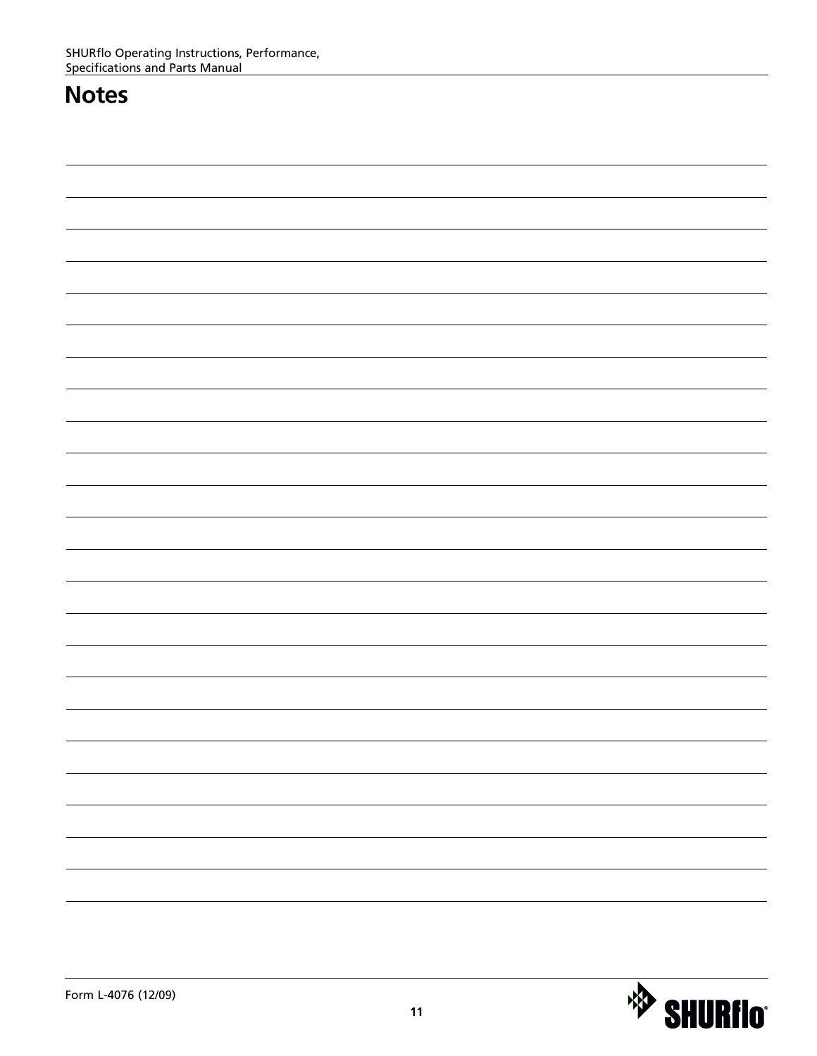# Notes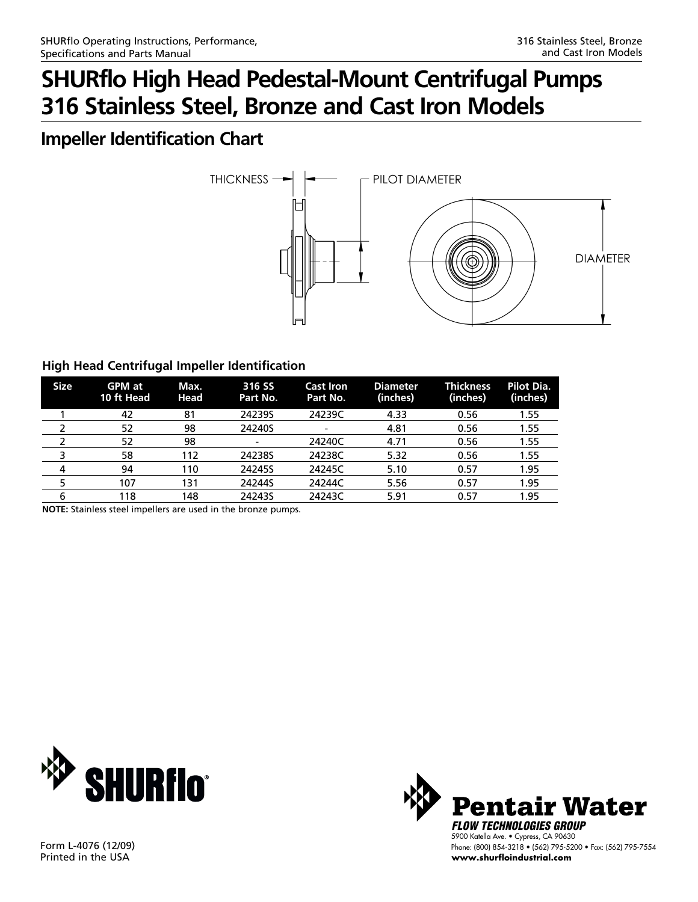# SHURflo High Head Pedestal-Mount Centrifugal Pumps 316 Stainless Steel, Bronze and Cast Iron Models

## Impeller Identification Chart

THICKNESS

PILOT DIAMETER

DIAMETER

### High Head Centrifugal Impeller Identification

| Size | GPM at 10 ft Head | Max. Head | 316 SS Part No. | Cast Iron Part No. | Diameter (inches) | Thickness (inches) | Pilot Dia. (inches) |
|---|---|---|---|---|---|---|---|
| 1 | 42 | 81 | 24239S | 24239C | 4.33 | 0.56 | 1.55 |
| 2 | 52 | 98 | 24240S | - | 4.81 | 0.56 | 1.55 |
| 2 | 52 | 98 | - | 24240C | 4.71 | 0.56 | 1.55 |
| 3 | 58 | 112 | 24238S | 24238C | 5.32 | 0.56 | 1.55 |
| 4 | 94 | 110 | 24245S | 24245C | 5.10 | 0.57 | 1.95 |
| 5 | 107 | 131 | 24244S | 24244C | 5.56 | 0.57 | 1.95 |
| 6 | 118 | 148 | 24243S | 24243C | 5.91 | 0.57 | 1.95 |

**NOTE:** Stainless steel impellers are used in the bronze pumps.

SHURflo®

Pentair Water

*FLOW TECHNOLOGIES GROUP*

5900 Katella Ave. • Cypress, CA 90630

Phone: (800) 854-3218 • (562) 795-5200 • Fax: (562) 795-7554

**www.shurfloindustrial.com**

Form L-4076 (12/09)
Printed in the USA